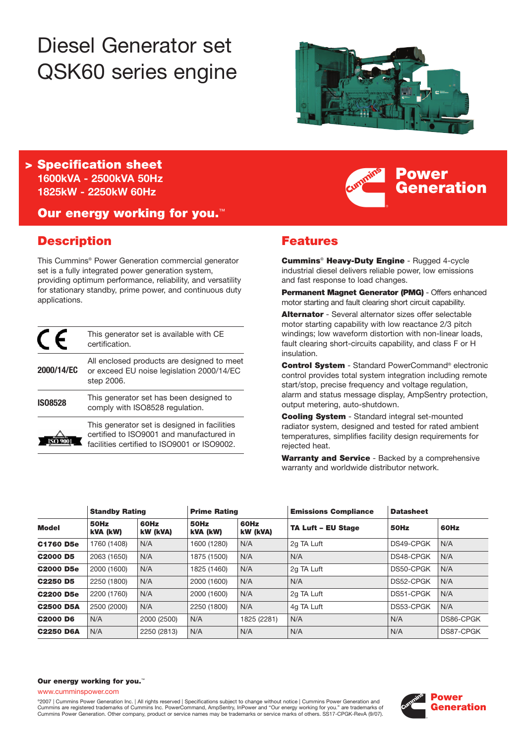# Diesel Generator set QSK60 series engine

## > Specification sheet

**1600kVA - 2500kVA 50Hz**
**1825kW - 2250kW 60Hz**

**Our energy working for you.™**

**Power Generation**

## Description

This Cummins® Power Generation commercial generator set is a fully integrated power generation system, providing optimum performance, reliability, and versatility for stationary standby, prime power, and continuous duty applications.

| | |
|---|---|
| CE | This generator set is available with CE certification. |
| **2000/14/EC** | All enclosed products are designed to meet or exceed EU noise legislation 2000/14/EC step 2006. |
| **ISO8528** | This generator set has been designed to comply with ISO8528 regulation. |
| ISO 9001 | This generator set is designed in facilities certified to ISO9001 and manufactured in facilities certified to ISO9001 or ISO9002. |

## Features

**Cummins® Heavy-Duty Engine** - Rugged 4-cycle industrial diesel delivers reliable power, low emissions and fast response to load changes.

**Permanent Magnet Generator (PMG)** - Offers enhanced motor starting and fault clearing short circuit capability.

**Alternator** - Several alternator sizes offer selectable motor starting capability with low reactance 2/3 pitch windings; low waveform distortion with non-linear loads, fault clearing short-circuits capability, and class F or H insulation.

**Control System** - Standard PowerCommand® electronic control provides total system integration including remote start/stop, precise frequency and voltage regulation, alarm and status message display, AmpSentry protection, output metering, auto-shutdown.

**Cooling System** - Standard integral set-mounted radiator system, designed and tested for rated ambient temperatures, simplifies facility design requirements for rejected heat.

**Warranty and Service** - Backed by a comprehensive warranty and worldwide distributor network.

| | Standby Rating | | Prime Rating | | Emissions Compliance | Datasheet | |
|---|---|---|---|---|---|---|---|
| **Model** | **50Hz kVA (kW)** | **60Hz kW (kVA)** | **50Hz kVA (kW)** | **60Hz kW (kVA)** | **TA Luft – EU Stage** | **50Hz** | **60Hz** |
| **C1760 D5e** | 1760 (1408) | N/A | 1600 (1280) | N/A | 2g TA Luft | DS49-CPGK | N/A |
| **C2000 D5** | 2063 (1650) | N/A | 1875 (1500) | N/A | N/A | DS48-CPGK | N/A |
| **C2000 D5e** | 2000 (1600) | N/A | 1825 (1460) | N/A | 2g TA Luft | DS50-CPGK | N/A |
| **C2250 D5** | 2250 (1800) | N/A | 2000 (1600) | N/A | N/A | DS52-CPGK | N/A |
| **C2200 D5e** | 2200 (1760) | N/A | 2000 (1600) | N/A | 2g TA Luft | DS51-CPGK | N/A |
| **C2500 D5A** | 2500 (2000) | N/A | 2250 (1800) | N/A | 4g TA Luft | DS53-CPGK | N/A |
| **C2000 D6** | N/A | 2000 (2500) | N/A | 1825 (2281) | N/A | N/A | DS86-CPGK |
| **C2250 D6A** | N/A | 2250 (2813) | N/A | N/A | N/A | N/A | DS87-CPGK |

**Our energy working for you.™**
www.cumminspower.com

©2007 | Cummins Power Generation Inc. | All rights reserved | Specifications subject to change without notice | Cummins Power Generation and Cummins are registered trademarks of Cummins Inc. PowerCommand, AmpSentry, InPower and "Our energy working for you." are trademarks of Cummins Power Generation. Other company, product or service names may be trademarks or service marks of others. SS17-CPGK-RevA (9/07).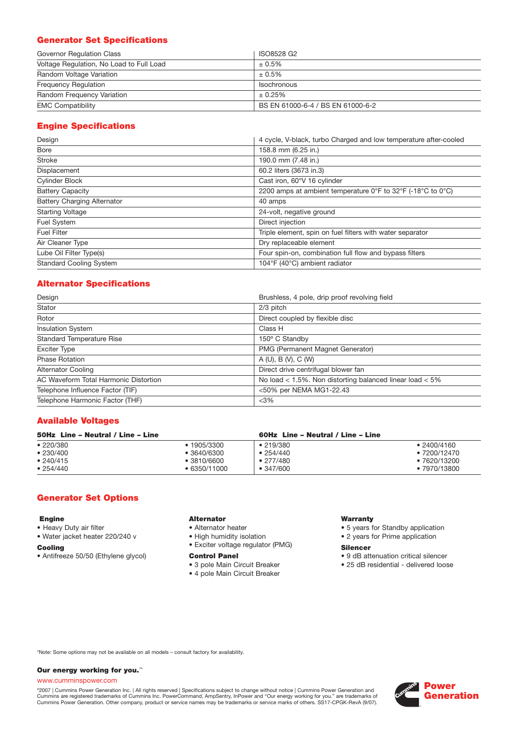## Generator Set Specifications

| | |
|---|---|
| Governor Regulation Class | ISO8528 G2 |
| Voltage Regulation, No Load to Full Load | ± 0.5% |
| Random Voltage Variation | ± 0.5% |
| Frequency Regulation | Isochronous |
| Random Frequency Variation | ± 0.25% |
| EMC Compatibility | BS EN 61000-6-4 / BS EN 61000-6-2 |

## Engine Specifications

| | |
|---|---|
| Design | 4 cycle, V-black, turbo Charged and low temperature after-cooled |
| Bore | 158.8 mm (6.25 in.) |
| Stroke | 190.0 mm (7.48 in.) |
| Displacement | 60.2 liters (3673 in.3) |
| Cylinder Block | Cast iron, 60°V 16 cylinder |
| Battery Capacity | 2200 amps at ambient temperature 0°F to 32°F (-18°C to 0°C) |
| Battery Charging Alternator | 40 amps |
| Starting Voltage | 24-volt, negative ground |
| Fuel System | Direct injection |
| Fuel Filter | Triple element, spin on fuel filters with water separator |
| Air Cleaner Type | Dry replaceable element |
| Lube Oil Filter Type(s) | Four spin-on, combination full flow and bypass filters |
| Standard Cooling System | 104°F (40°C) ambient radiator |

## Alternator Specifications

| | |
|---|---|
| Design | Brushless, 4 pole, drip proof revolving field |
| Stator | 2/3 pitch |
| Rotor | Direct coupled by flexible disc |
| Insulation System | Class H |
| Standard Temperature Rise | 150° C Standby |
| Exciter Type | PMG (Permanent Magnet Generator) |
| Phase Rotation | A (U), B (V), C (W) |
| Alternator Cooling | Direct drive centrifugal blower fan |
| AC Waveform Total Harmonic Distortion | No load < 1.5%. Non distorting balanced linear load < 5% |
| Telephone Influence Factor (TIF) | <50% per NEMA MG1-22.43 |
| Telephone Harmonic Factor (THF) | <3% |

## Available Voltages

| 50Hz Line – Neutral / Line – Line | | 60Hz Line – Neutral / Line – Line | |
|---|---|---|---|
| • 220/380 | • 1905/3300 | • 219/380 | • 2400/4160 |
| • 230/400 | • 3640/6300 | • 254/440 | • 7200/12470 |
| • 240/415 | • 3810/6600 | • 277/480 | • 7620/13200 |
| • 254/440 | • 6350/11000 | • 347/600 | • 7970/13800 |

## Generator Set Options

**Engine**
- Heavy Duty air filter
- Water jacket heater 220/240 v

**Cooling**
- Antifreeze 50/50 (Ethylene glycol)

**Alternator**
- Alternator heater
- High humidity isolation
- Exciter voltage regulator (PMG)

**Control Panel**
- 3 pole Main Circuit Breaker
- 4 pole Main Circuit Breaker

**Warranty**
- 5 years for Standby application
- 2 years for Prime application

**Silencer**
- 9 dB attenuation critical silencer
- 25 dB residential - delivered loose

*Note: Some options may not be available on all models – consult factory for availability.

**Our energy working for you.**™

www.cumminspower.com

©2007 | Cummins Power Generation Inc. | All rights reserved | Specifications subject to change without notice | Cummins Power Generation and Cummins are registered trademarks of Cummins Inc. PowerCommand, AmpSentry, InPower and "Our energy working for you." are trademarks of Cummins Power Generation. Other company, product or service names may be trademarks or service marks of others. SS17-CPGK-RevA (9/07).

Power Generation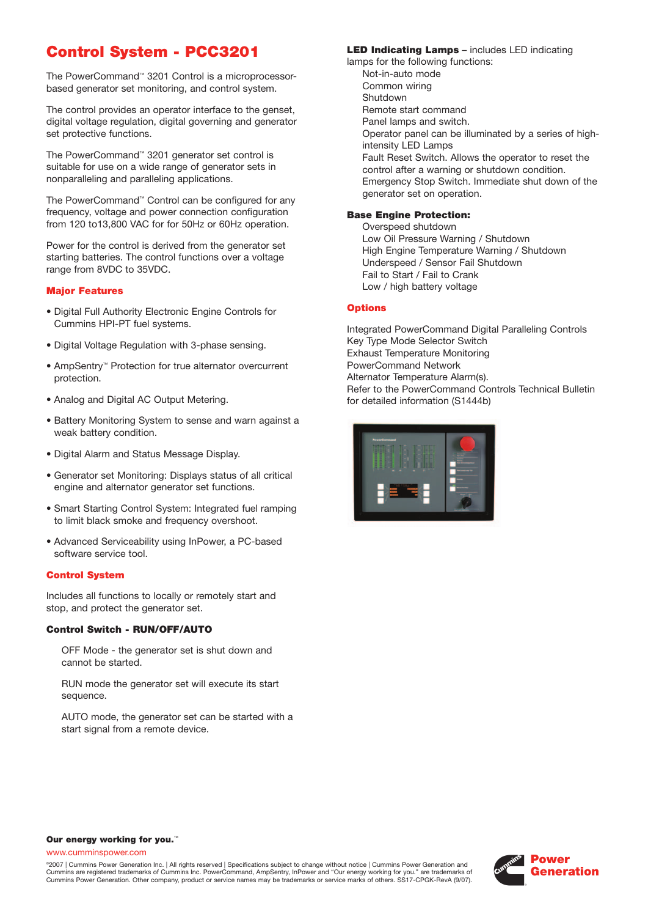# Control System - PCC3201

The PowerCommand™ 3201 Control is a microprocessor-based generator set monitoring, and control system.

The control provides an operator interface to the genset, digital voltage regulation, digital governing and generator set protective functions.

The PowerCommand™ 3201 generator set control is suitable for use on a wide range of generator sets in nonparalleling and paralleling applications.

The PowerCommand™ Control can be configured for any frequency, voltage and power connection configuration from 120 to13,800 VAC for for 50Hz or 60Hz operation.

Power for the control is derived from the generator set starting batteries. The control functions over a voltage range from 8VDC to 35VDC.

## Major Features

- Digital Full Authority Electronic Engine Controls for Cummins HPI-PT fuel systems.
- Digital Voltage Regulation with 3-phase sensing.
- AmpSentry™ Protection for true alternator overcurrent protection.
- Analog and Digital AC Output Metering.
- Battery Monitoring System to sense and warn against a weak battery condition.
- Digital Alarm and Status Message Display.
- Generator set Monitoring: Displays status of all critical engine and alternator generator set functions.
- Smart Starting Control System: Integrated fuel ramping to limit black smoke and frequency overshoot.
- Advanced Serviceability using InPower, a PC-based software service tool.

## Control System

Includes all functions to locally or remotely start and stop, and protect the generator set.

### Control Switch - RUN/OFF/AUTO

OFF Mode - the generator set is shut down and cannot be started.

RUN mode the generator set will execute its start sequence.

AUTO mode, the generator set can be started with a start signal from a remote device.

**LED Indicating Lamps** – includes LED indicating lamps for the following functions:

Not-in-auto mode
Common wiring
Shutdown
Remote start command
Panel lamps and switch.
Operator panel can be illuminated by a series of high-intensity LED Lamps
Fault Reset Switch. Allows the operator to reset the control after a warning or shutdown condition.
Emergency Stop Switch. Immediate shut down of the generator set on operation.

### Base Engine Protection:

Overspeed shutdown
Low Oil Pressure Warning / Shutdown
High Engine Temperature Warning / Shutdown
Underspeed / Sensor Fail Shutdown
Fail to Start / Fail to Crank
Low / high battery voltage

## Options

Integrated PowerCommand Digital Paralleling Controls
Key Type Mode Selector Switch
Exhaust Temperature Monitoring
PowerCommand Network
Alternator Temperature Alarm(s).
Refer to the PowerCommand Controls Technical Bulletin for detailed information (S1444b)

**Our energy working for you.™**

www.cumminspower.com

©2007 | Cummins Power Generation Inc. | All rights reserved | Specifications subject to change without notice | Cummins Power Generation and Cummins are registered trademarks of Cummins Inc. PowerCommand, AmpSentry, InPower and "Our energy working for you." are trademarks of Cummins Power Generation. Other company, product or service names may be trademarks or service marks of others. SS17-CPGK-RevA (9/07).

Power Generation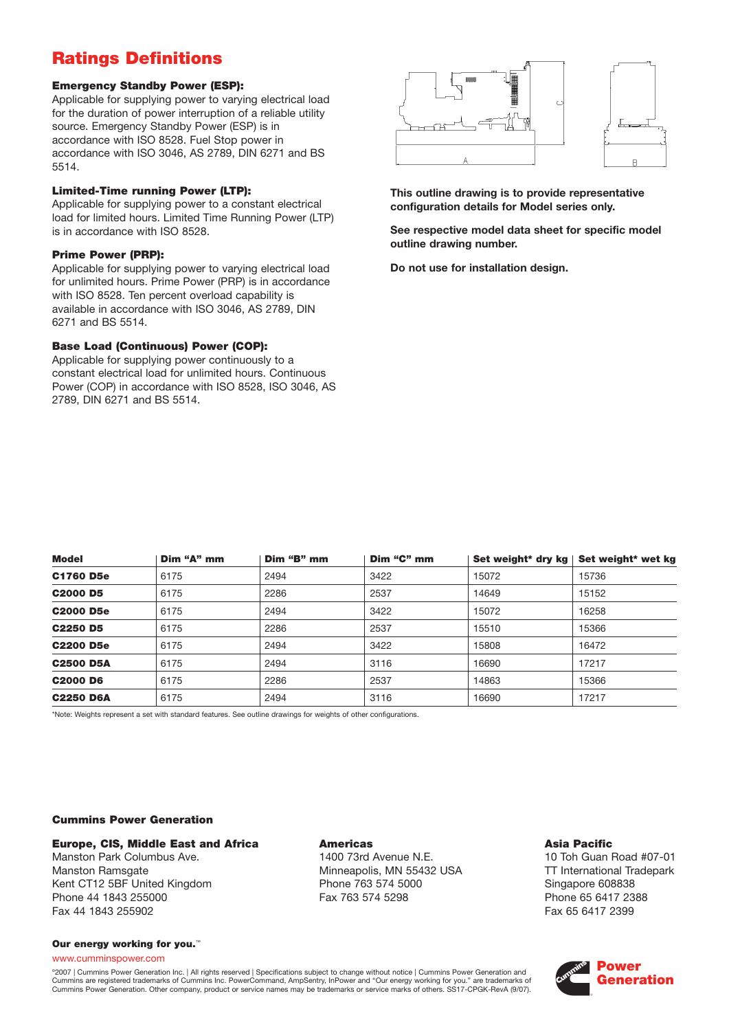## Ratings Definitions

**Emergency Standby Power (ESP):**
Applicable for supplying power to varying electrical load for the duration of power interruption of a reliable utility source. Emergency Standby Power (ESP) is in accordance with ISO 8528. Fuel Stop power in accordance with ISO 3046, AS 2789, DIN 6271 and BS 5514.

**Limited-Time running Power (LTP):**
Applicable for supplying power to a constant electrical load for limited hours. Limited Time Running Power (LTP) is in accordance with ISO 8528.

**Prime Power (PRP):**
Applicable for supplying power to varying electrical load for unlimited hours. Prime Power (PRP) is in accordance with ISO 8528. Ten percent overload capability is available in accordance with ISO 3046, AS 2789, DIN 6271 and BS 5514.

**Base Load (Continuous) Power (COP):**
Applicable for supplying power continuously to a constant electrical load for unlimited hours. Continuous Power (COP) in accordance with ISO 8528, ISO 3046, AS 2789, DIN 6271 and BS 5514.

A
B
C

**This outline drawing is to provide representative configuration details for Model series only.**

**See respective model data sheet for specific model outline drawing number.**

**Do not use for installation design.**

| Model | Dim "A" mm | Dim "B" mm | Dim "C" mm | Set weight* dry kg | Set weight* wet kg |
|---|---|---|---|---|---|
| **C1760 D5e** | 6175 | 2494 | 3422 | 15072 | 15736 |
| **C2000 D5** | 6175 | 2286 | 2537 | 14649 | 15152 |
| **C2000 D5e** | 6175 | 2494 | 3422 | 15072 | 16258 |
| **C2250 D5** | 6175 | 2286 | 2537 | 15510 | 15366 |
| **C2200 D5e** | 6175 | 2494 | 3422 | 15808 | 16472 |
| **C2500 D5A** | 6175 | 2494 | 3116 | 16690 | 17217 |
| **C2000 D6** | 6175 | 2286 | 2537 | 14863 | 15366 |
| **C2250 D6A** | 6175 | 2494 | 3116 | 16690 | 17217 |

*Note: Weights represent a set with standard features. See outline drawings for weights of other configurations.

**Cummins Power Generation**

**Europe, CIS, Middle East and Africa**
Manston Park Columbus Ave.
Manston Ramsgate
Kent CT12 5BF United Kingdom
Phone 44 1843 255000
Fax 44 1843 255902

**Americas**
1400 73rd Avenue N.E.
Minneapolis, MN 55432 USA
Phone 763 574 5000
Fax 763 574 5298

**Asia Pacific**
10 Toh Guan Road #07-01
TT International Tradepark
Singapore 608838
Phone 65 6417 2388
Fax 65 6417 2399

**Our energy working for you.**™

www.cumminspower.com

©2007 | Cummins Power Generation Inc. | All rights reserved | Specifications subject to change without notice | Cummins Power Generation and Cummins are registered trademarks of Cummins Inc. PowerCommand, AmpSentry, InPower and "Our energy working for you." are trademarks of Cummins Power Generation. Other company, product or service names may be trademarks or service marks of others. SS17-CPGK-RevA (9/07).

**Power Generation**